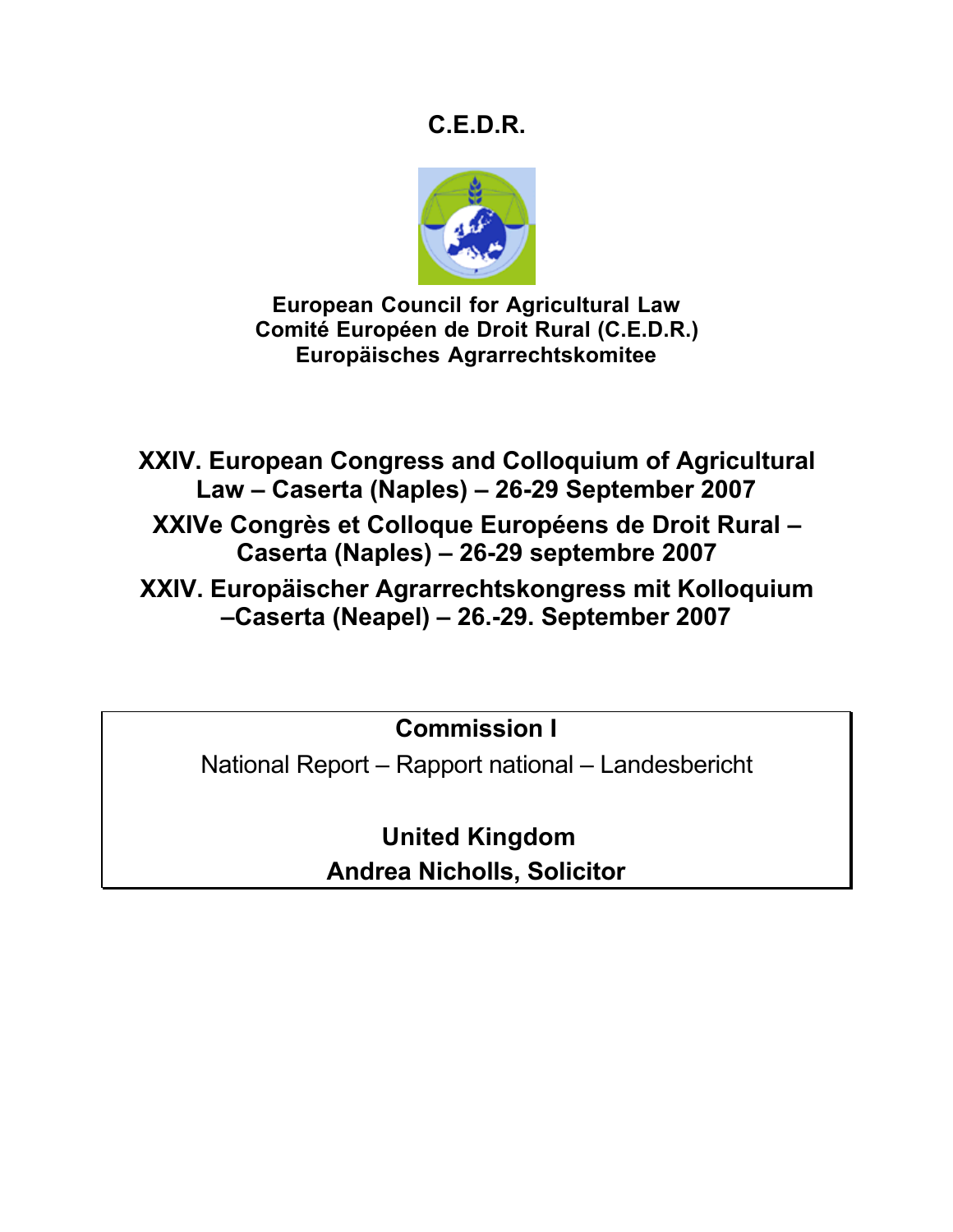# C.E.D.R.

**European Council for Agricultural Law**
**Comité Européen de Droit Rural (C.E.D.R.)**
**Europäisches Agrarrechtskomitee**

## XXIV. European Congress and Colloquium of Agricultural Law – Caserta (Naples) – 26-29 September 2007

## XXIVe Congrès et Colloque Européens de Droit Rural – Caserta (Naples) – 26-29 septembre 2007

## XXIV. Europäischer Agrarrechtskongress mit Kolloquium –Caserta (Neapel) – 26.-29. September 2007

**Commission I**

National Report – Rapport national – Landesbericht

**United Kingdom**

**Andrea Nicholls, Solicitor**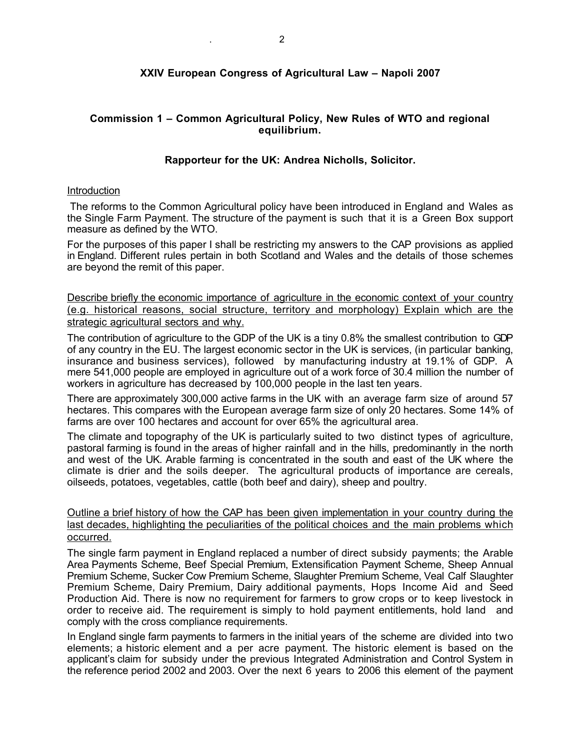**XXIV European Congress of Agricultural Law – Napoli 2007**

**Commission 1 – Common Agricultural Policy, New Rules of WTO and regional equilibrium.**

**Rapporteur for the UK: Andrea Nicholls, Solicitor.**

Introduction

The reforms to the Common Agricultural policy have been introduced in England and Wales as the Single Farm Payment. The structure of the payment is such that it is a Green Box support measure as defined by the WTO.

For the purposes of this paper I shall be restricting my answers to the CAP provisions as applied in England. Different rules pertain in both Scotland and Wales and the details of those schemes are beyond the remit of this paper.

Describe briefly the economic importance of agriculture in the economic context of your country (e.g. historical reasons, social structure, territory and morphology) Explain which are the strategic agricultural sectors and why.

The contribution of agriculture to the GDP of the UK is a tiny 0.8% the smallest contribution to GDP of any country in the EU. The largest economic sector in the UK is services, (in particular banking, insurance and business services), followed by manufacturing industry at 19.1% of GDP. A mere 541,000 people are employed in agriculture out of a work force of 30.4 million the number of workers in agriculture has decreased by 100,000 people in the last ten years.

There are approximately 300,000 active farms in the UK with an average farm size of around 57 hectares. This compares with the European average farm size of only 20 hectares. Some 14% of farms are over 100 hectares and account for over 65% the agricultural area.

The climate and topography of the UK is particularly suited to two distinct types of agriculture, pastoral farming is found in the areas of higher rainfall and in the hills, predominantly in the north and west of the UK. Arable farming is concentrated in the south and east of the UK where the climate is drier and the soils deeper. The agricultural products of importance are cereals, oilseeds, potatoes, vegetables, cattle (both beef and dairy), sheep and poultry.

Outline a brief history of how the CAP has been given implementation in your country during the last decades, highlighting the peculiarities of the political choices and the main problems which occurred.

The single farm payment in England replaced a number of direct subsidy payments; the Arable Area Payments Scheme, Beef Special Premium, Extensification Payment Scheme, Sheep Annual Premium Scheme, Sucker Cow Premium Scheme, Slaughter Premium Scheme, Veal Calf Slaughter Premium Scheme, Dairy Premium, Dairy additional payments, Hops Income Aid and Seed Production Aid. There is now no requirement for farmers to grow crops or to keep livestock in order to receive aid. The requirement is simply to hold payment entitlements, hold land and comply with the cross compliance requirements.

In England single farm payments to farmers in the initial years of the scheme are divided into two elements; a historic element and a per acre payment. The historic element is based on the applicant's claim for subsidy under the previous Integrated Administration and Control System in the reference period 2002 and 2003. Over the next 6 years to 2006 this element of the payment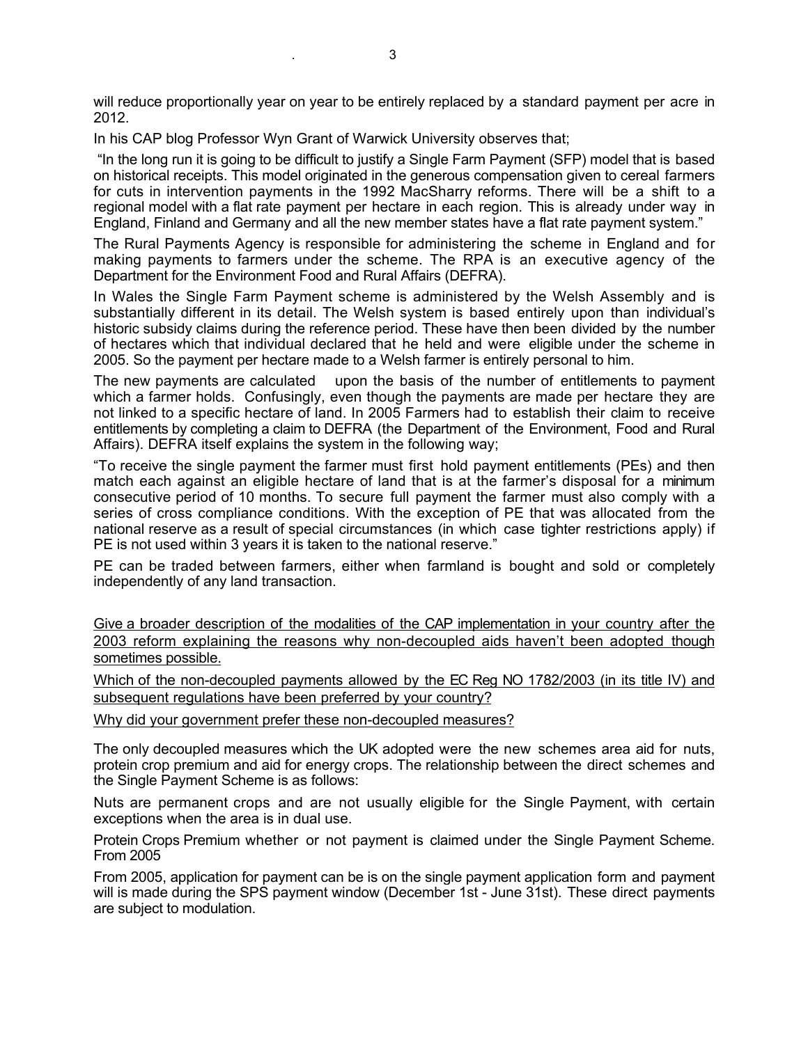will reduce proportionally year on year to be entirely replaced by a standard payment per acre in 2012.

In his CAP blog Professor Wyn Grant of Warwick University observes that;

"In the long run it is going to be difficult to justify a Single Farm Payment (SFP) model that is based on historical receipts. This model originated in the generous compensation given to cereal farmers for cuts in intervention payments in the 1992 MacSharry reforms. There will be a shift to a regional model with a flat rate payment per hectare in each region. This is already under way in England, Finland and Germany and all the new member states have a flat rate payment system."

The Rural Payments Agency is responsible for administering the scheme in England and for making payments to farmers under the scheme. The RPA is an executive agency of the Department for the Environment Food and Rural Affairs (DEFRA).

In Wales the Single Farm Payment scheme is administered by the Welsh Assembly and is substantially different in its detail. The Welsh system is based entirely upon than individual's historic subsidy claims during the reference period. These have then been divided by the number of hectares which that individual declared that he held and were eligible under the scheme in 2005. So the payment per hectare made to a Welsh farmer is entirely personal to him.

The new payments are calculated upon the basis of the number of entitlements to payment which a farmer holds. Confusingly, even though the payments are made per hectare they are not linked to a specific hectare of land. In 2005 Farmers had to establish their claim to receive entitlements by completing a claim to DEFRA (the Department of the Environment, Food and Rural Affairs). DEFRA itself explains the system in the following way;

"To receive the single payment the farmer must first hold payment entitlements (PEs) and then match each against an eligible hectare of land that is at the farmer's disposal for a minimum consecutive period of 10 months. To secure full payment the farmer must also comply with a series of cross compliance conditions. With the exception of PE that was allocated from the national reserve as a result of special circumstances (in which case tighter restrictions apply) if PE is not used within 3 years it is taken to the national reserve."

PE can be traded between farmers, either when farmland is bought and sold or completely independently of any land transaction.

<u>Give a broader description of the modalities of the CAP implementation in your country after the 2003 reform explaining the reasons why non-decoupled aids haven't been adopted though sometimes possible.</u>

<u>Which of the non-decoupled payments allowed by the EC Reg NO 1782/2003 (in its title IV) and subsequent regulations have been preferred by your country?</u>

<u>Why did your government prefer these non-decoupled measures?</u>

The only decoupled measures which the UK adopted were the new schemes area aid for nuts, protein crop premium and aid for energy crops. The relationship between the direct schemes and the Single Payment Scheme is as follows:

Nuts are permanent crops and are not usually eligible for the Single Payment, with certain exceptions when the area is in dual use.

Protein Crops Premium whether or not payment is claimed under the Single Payment Scheme. From 2005

From 2005, application for payment can be is on the single payment application form and payment will is made during the SPS payment window (December 1st - June 31st). These direct payments are subject to modulation.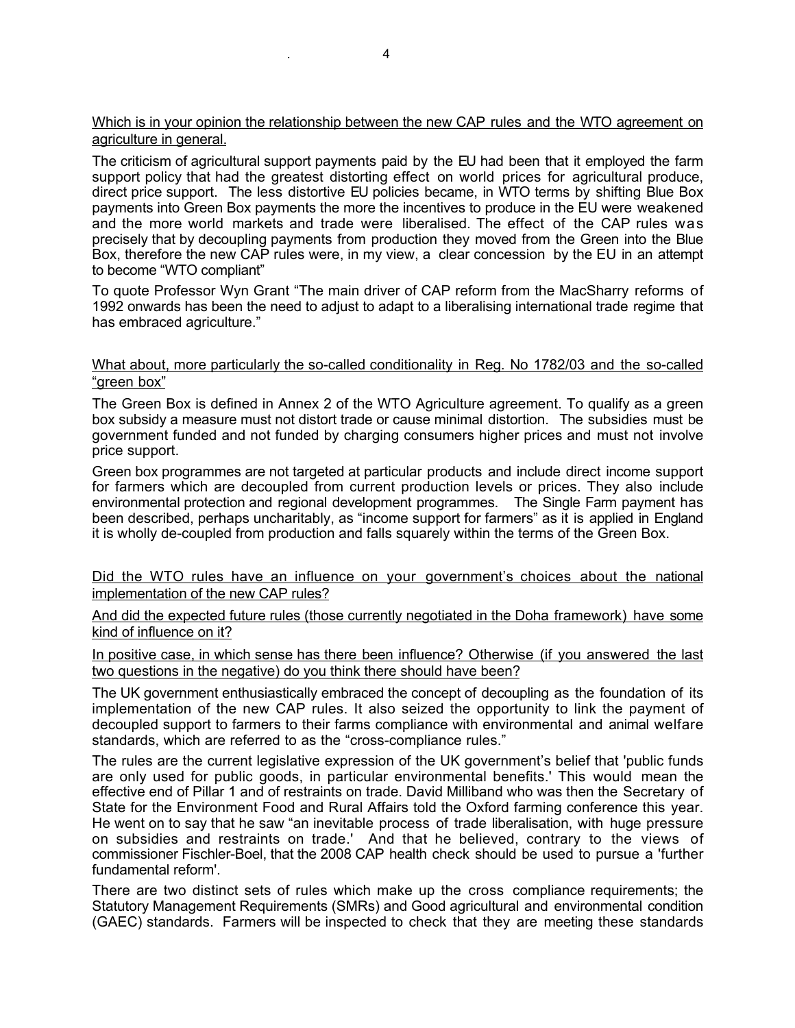Which is in your opinion the relationship between the new CAP rules and the WTO agreement on agriculture in general.

The criticism of agricultural support payments paid by the EU had been that it employed the farm support policy that had the greatest distorting effect on world prices for agricultural produce, direct price support. The less distortive EU policies became, in WTO terms by shifting Blue Box payments into Green Box payments the more the incentives to produce in the EU were weakened and the more world markets and trade were liberalised. The effect of the CAP rules was precisely that by decoupling payments from production they moved from the Green into the Blue Box, therefore the new CAP rules were, in my view, a clear concession by the EU in an attempt to become "WTO compliant"

To quote Professor Wyn Grant "The main driver of CAP reform from the MacSharry reforms of 1992 onwards has been the need to adjust to adapt to a liberalising international trade regime that has embraced agriculture."

What about, more particularly the so-called conditionality in Reg. No 1782/03 and the so-called "green box"

The Green Box is defined in Annex 2 of the WTO Agriculture agreement. To qualify as a green box subsidy a measure must not distort trade or cause minimal distortion. The subsidies must be government funded and not funded by charging consumers higher prices and must not involve price support.

Green box programmes are not targeted at particular products and include direct income support for farmers which are decoupled from current production levels or prices. They also include environmental protection and regional development programmes. The Single Farm payment has been described, perhaps uncharitably, as "income support for farmers" as it is applied in England it is wholly de-coupled from production and falls squarely within the terms of the Green Box.

Did the WTO rules have an influence on your government's choices about the national implementation of the new CAP rules?

And did the expected future rules (those currently negotiated in the Doha framework) have some kind of influence on it?

In positive case, in which sense has there been influence? Otherwise (if you answered the last two questions in the negative) do you think there should have been?

The UK government enthusiastically embraced the concept of decoupling as the foundation of its implementation of the new CAP rules. It also seized the opportunity to link the payment of decoupled support to farmers to their farms compliance with environmental and animal welfare standards, which are referred to as the "cross-compliance rules."

The rules are the current legislative expression of the UK government's belief that 'public funds are only used for public goods, in particular environmental benefits.' This would mean the effective end of Pillar 1 and of restraints on trade. David Milliband who was then the Secretary of State for the Environment Food and Rural Affairs told the Oxford farming conference this year. He went on to say that he saw "an inevitable process of trade liberalisation, with huge pressure on subsidies and restraints on trade.' And that he believed, contrary to the views of commissioner Fischler-Boel, that the 2008 CAP health check should be used to pursue a 'further fundamental reform'.

There are two distinct sets of rules which make up the cross compliance requirements; the Statutory Management Requirements (SMRs) and Good agricultural and environmental condition (GAEC) standards. Farmers will be inspected to check that they are meeting these standards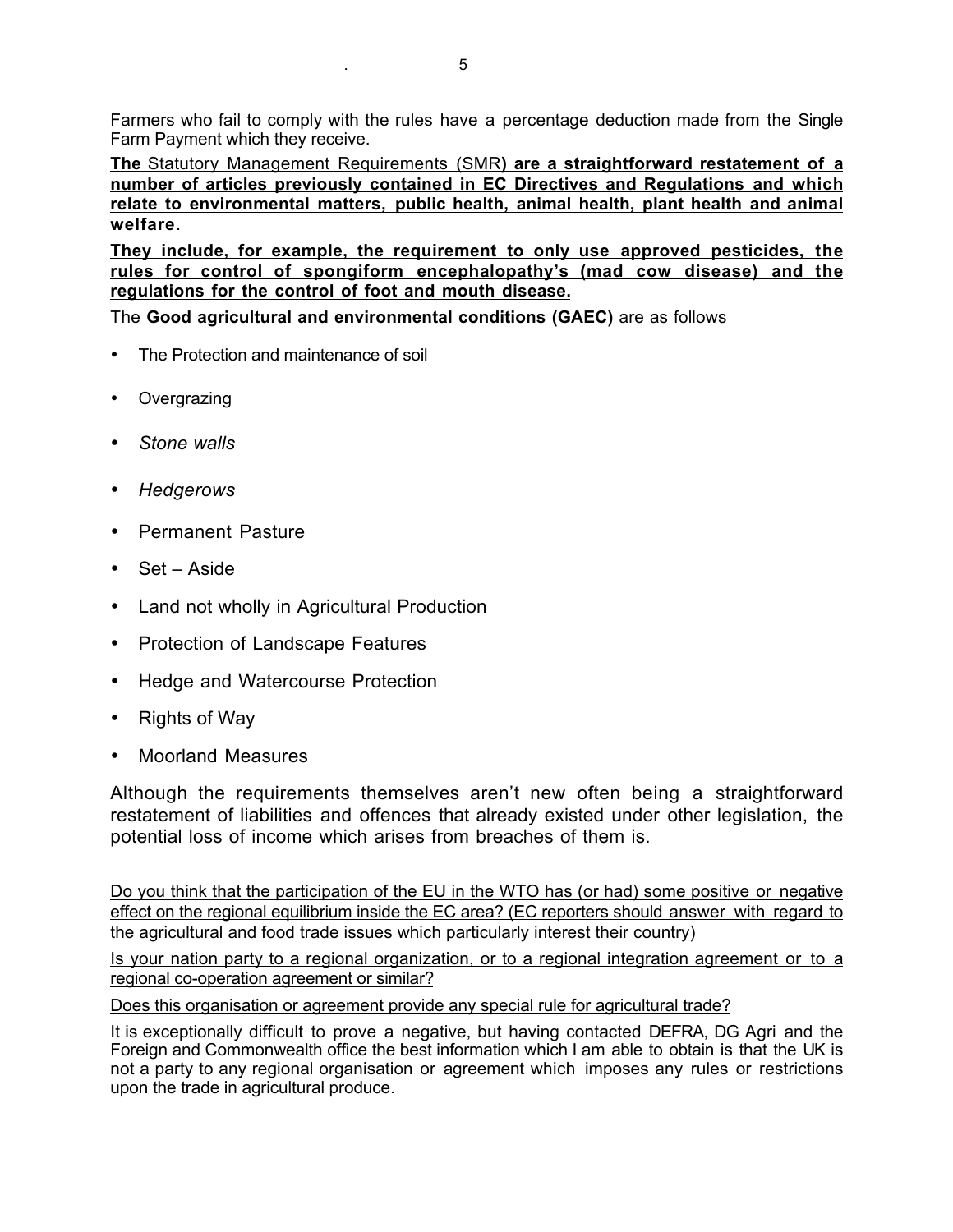Farmers who fail to comply with the rules have a percentage deduction made from the Single Farm Payment which they receive.

<u>**The** Statutory Management Requirements (SMR**) are a straightforward restatement of a number of articles previously contained in EC Directives and Regulations and which relate to environmental matters, public health, animal health, plant health and animal welfare.**</u>

<u>**They include, for example, the requirement to only use approved pesticides, the rules for control of spongiform encephalopathy's (mad cow disease) and the regulations for the control of foot and mouth disease.**</u>

The **Good agricultural and environmental conditions (GAEC)** are as follows

- The Protection and maintenance of soil
- Overgrazing
- *Stone walls*
- *Hedgerows*
- Permanent Pasture
- Set – Aside
- Land not wholly in Agricultural Production
- Protection of Landscape Features
- Hedge and Watercourse Protection
- Rights of Way
- Moorland Measures

Although the requirements themselves aren't new often being a straightforward restatement of liabilities and offences that already existed under other legislation, the potential loss of income which arises from breaches of them is.

<u>Do you think that the participation of the EU in the WTO has (or had) some positive or negative effect on the regional equilibrium inside the EC area? (EC reporters should answer with regard to the agricultural and food trade issues which particularly interest their country)</u>

<u>Is your nation party to a regional organization, or to a regional integration agreement or to a regional co-operation agreement or similar?</u>

<u>Does this organisation or agreement provide any special rule for agricultural trade?</u>

It is exceptionally difficult to prove a negative, but having contacted DEFRA, DG Agri and the Foreign and Commonwealth office the best information which I am able to obtain is that the UK is not a party to any regional organisation or agreement which imposes any rules or restrictions upon the trade in agricultural produce.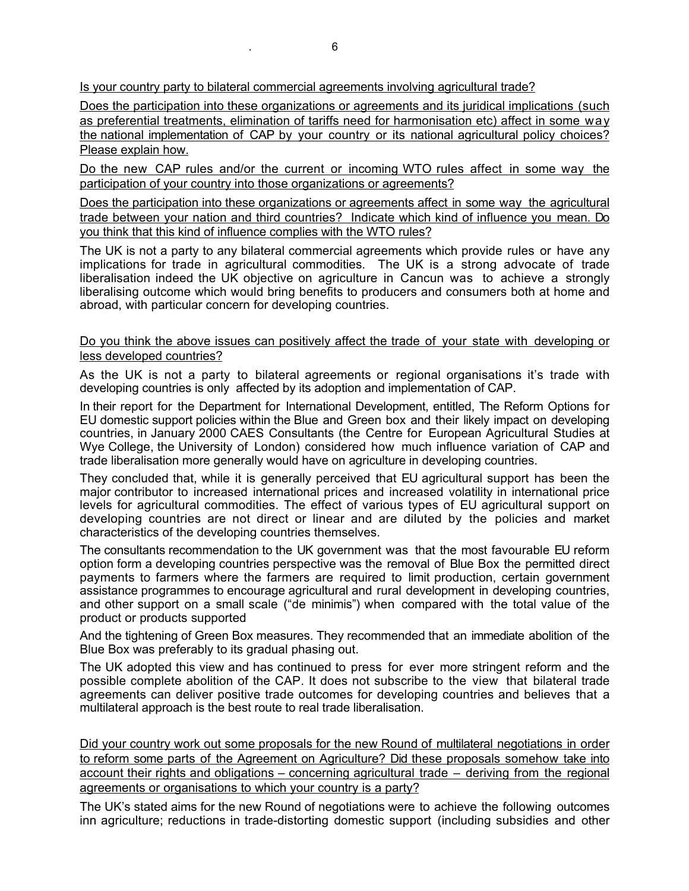Is your country party to bilateral commercial agreements involving agricultural trade?

Does the participation into these organizations or agreements and its juridical implications (such as preferential treatments, elimination of tariffs need for harmonisation etc) affect in some way the national implementation of CAP by your country or its national agricultural policy choices? Please explain how.

Do the new CAP rules and/or the current or incoming WTO rules affect in some way the participation of your country into those organizations or agreements?

Does the participation into these organizations or agreements affect in some way the agricultural trade between your nation and third countries? Indicate which kind of influence you mean. Do you think that this kind of influence complies with the WTO rules?

The UK is not a party to any bilateral commercial agreements which provide rules or have any implications for trade in agricultural commodities. The UK is a strong advocate of trade liberalisation indeed the UK objective on agriculture in Cancun was to achieve a strongly liberalising outcome which would bring benefits to producers and consumers both at home and abroad, with particular concern for developing countries.

Do you think the above issues can positively affect the trade of your state with developing or less developed countries?

As the UK is not a party to bilateral agreements or regional organisations it's trade with developing countries is only affected by its adoption and implementation of CAP.

In their report for the Department for International Development, entitled, The Reform Options for EU domestic support policies within the Blue and Green box and their likely impact on developing countries, in January 2000 CAES Consultants (the Centre for European Agricultural Studies at Wye College, the University of London) considered how much influence variation of CAP and trade liberalisation more generally would have on agriculture in developing countries.

They concluded that, while it is generally perceived that EU agricultural support has been the major contributor to increased international prices and increased volatility in international price levels for agricultural commodities. The effect of various types of EU agricultural support on developing countries are not direct or linear and are diluted by the policies and market characteristics of the developing countries themselves.

The consultants recommendation to the UK government was that the most favourable EU reform option form a developing countries perspective was the removal of Blue Box the permitted direct payments to farmers where the farmers are required to limit production, certain government assistance programmes to encourage agricultural and rural development in developing countries, and other support on a small scale ("de minimis") when compared with the total value of the product or products supported

And the tightening of Green Box measures. They recommended that an immediate abolition of the Blue Box was preferably to its gradual phasing out.

The UK adopted this view and has continued to press for ever more stringent reform and the possible complete abolition of the CAP. It does not subscribe to the view that bilateral trade agreements can deliver positive trade outcomes for developing countries and believes that a multilateral approach is the best route to real trade liberalisation.

Did your country work out some proposals for the new Round of multilateral negotiations in order to reform some parts of the Agreement on Agriculture? Did these proposals somehow take into account their rights and obligations – concerning agricultural trade – deriving from the regional agreements or organisations to which your country is a party?

The UK's stated aims for the new Round of negotiations were to achieve the following outcomes inn agriculture; reductions in trade-distorting domestic support (including subsidies and other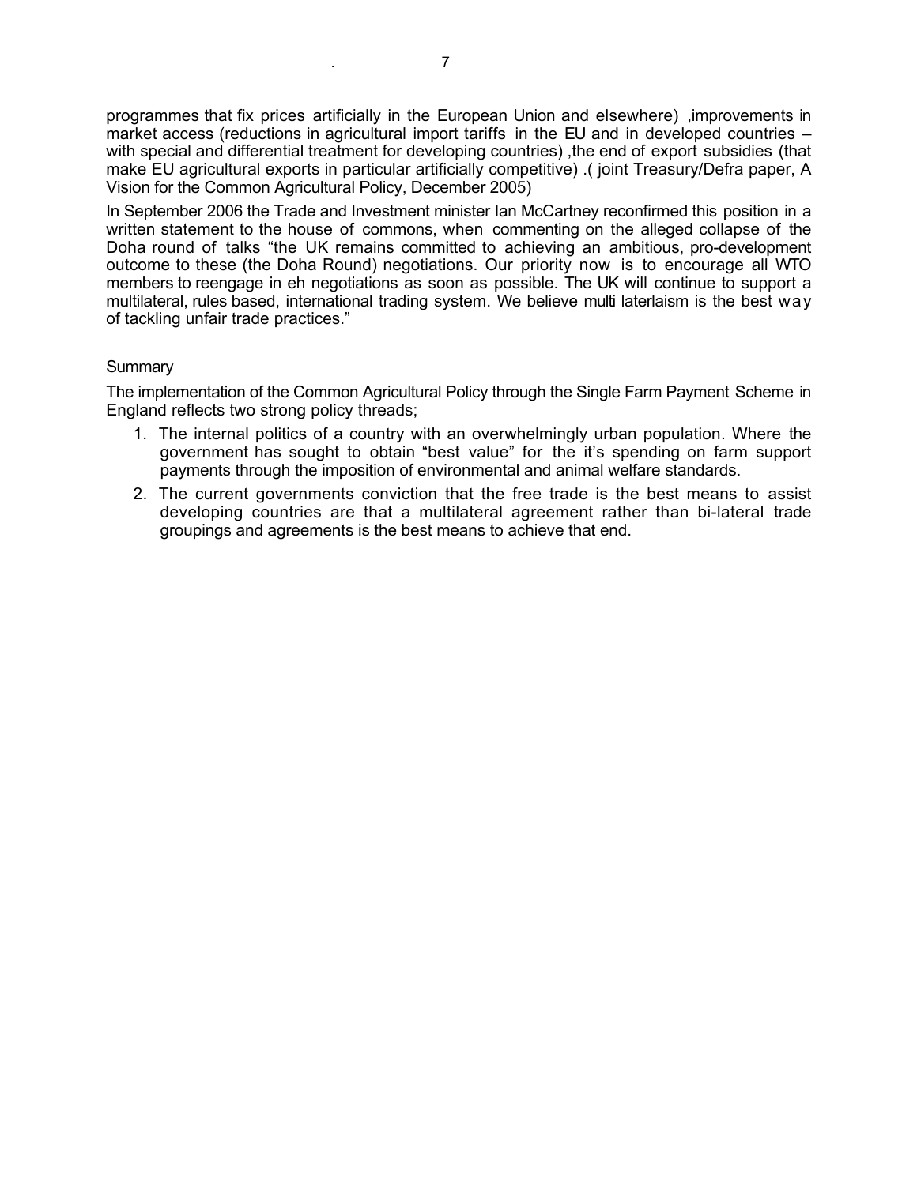programmes that fix prices artificially in the European Union and elsewhere) ,improvements in market access (reductions in agricultural import tariffs in the EU and in developed countries – with special and differential treatment for developing countries) ,the end of export subsidies (that make EU agricultural exports in particular artificially competitive) .( joint Treasury/Defra paper, A Vision for the Common Agricultural Policy, December 2005)

In September 2006 the Trade and Investment minister Ian McCartney reconfirmed this position in a written statement to the house of commons, when commenting on the alleged collapse of the Doha round of talks "the UK remains committed to achieving an ambitious, pro-development outcome to these (the Doha Round) negotiations. Our priority now is to encourage all WTO members to reengage in eh negotiations as soon as possible. The UK will continue to support a multilateral, rules based, international trading system. We believe multi laterlaism is the best way of tackling unfair trade practices."

Summary

The implementation of the Common Agricultural Policy through the Single Farm Payment Scheme in England reflects two strong policy threads;

1. The internal politics of a country with an overwhelmingly urban population. Where the government has sought to obtain "best value" for the it's spending on farm support payments through the imposition of environmental and animal welfare standards.
2. The current governments conviction that the free trade is the best means to assist developing countries are that a multilateral agreement rather than bi-lateral trade groupings and agreements is the best means to achieve that end.